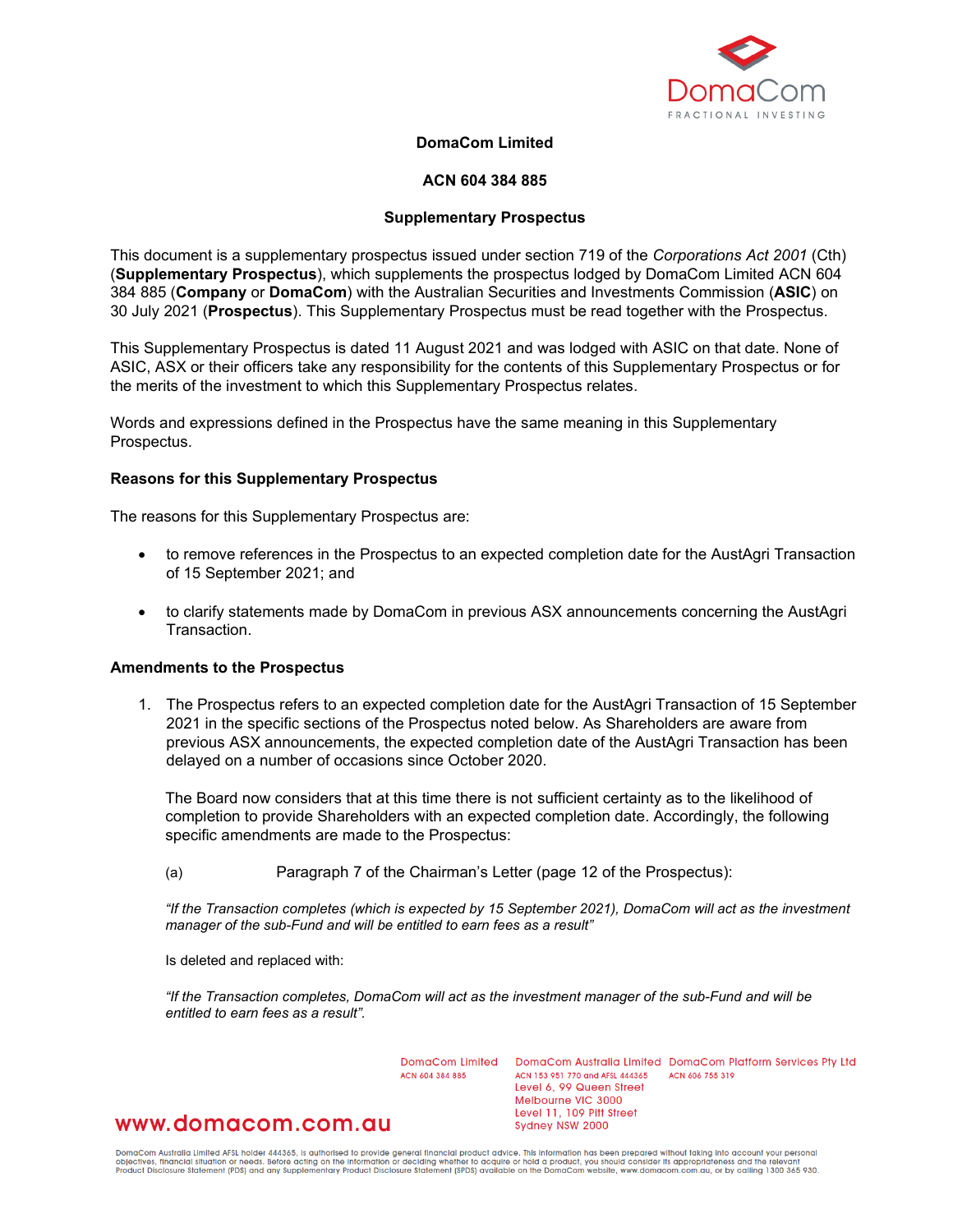**DomaCom Limited**

**ACN 604 384 885**

**Supplementary Prospectus**

This document is a supplementary prospectus issued under section 719 of the *Corporations Act 2001* (Cth) (**Supplementary Prospectus**), which supplements the prospectus lodged by DomaCom Limited ACN 604 384 885 (**Company** or **DomaCom**) with the Australian Securities and Investments Commission (**ASIC**) on 30 July 2021 (**Prospectus**). This Supplementary Prospectus must be read together with the Prospectus.

This Supplementary Prospectus is dated 11 August 2021 and was lodged with ASIC on that date. None of ASIC, ASX or their officers take any responsibility for the contents of this Supplementary Prospectus or for the merits of the investment to which this Supplementary Prospectus relates.

Words and expressions defined in the Prospectus have the same meaning in this Supplementary Prospectus.

**Reasons for this Supplementary Prospectus**

The reasons for this Supplementary Prospectus are:

- to remove references in the Prospectus to an expected completion date for the AustAgri Transaction of 15 September 2021; and
- to clarify statements made by DomaCom in previous ASX announcements concerning the AustAgri Transaction.

**Amendments to the Prospectus**

1. The Prospectus refers to an expected completion date for the AustAgri Transaction of 15 September 2021 in the specific sections of the Prospectus noted below. As Shareholders are aware from previous ASX announcements, the expected completion date of the AustAgri Transaction has been delayed on a number of occasions since October 2020.

   The Board now considers that at this time there is not sufficient certainty as to the likelihood of completion to provide Shareholders with an expected completion date. Accordingly, the following specific amendments are made to the Prospectus:

   (a) Paragraph 7 of the Chairman's Letter (page 12 of the Prospectus):

   *"If the Transaction completes (which is expected by 15 September 2021), DomaCom will act as the investment manager of the sub-Fund and will be entitled to earn fees as a result"*

   Is deleted and replaced with:

   *"If the Transaction completes, DomaCom will act as the investment manager of the sub-Fund and will be entitled to earn fees as a result".*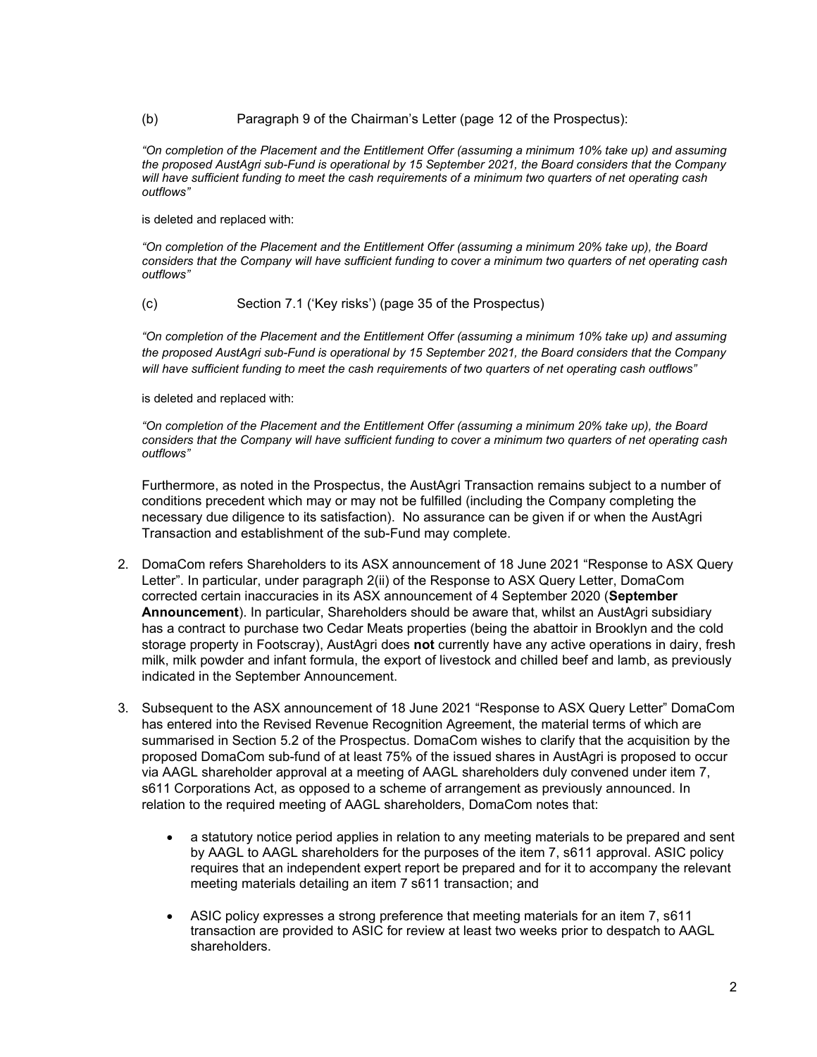(b) Paragraph 9 of the Chairman's Letter (page 12 of the Prospectus):

*"On completion of the Placement and the Entitlement Offer (assuming a minimum 10% take up) and assuming the proposed AustAgri sub-Fund is operational by 15 September 2021, the Board considers that the Company will have sufficient funding to meet the cash requirements of a minimum two quarters of net operating cash outflows"*

is deleted and replaced with:

*"On completion of the Placement and the Entitlement Offer (assuming a minimum 20% take up), the Board considers that the Company will have sufficient funding to cover a minimum two quarters of net operating cash outflows"*

(c) Section 7.1 ('Key risks') (page 35 of the Prospectus)

*"On completion of the Placement and the Entitlement Offer (assuming a minimum 10% take up) and assuming the proposed AustAgri sub-Fund is operational by 15 September 2021, the Board considers that the Company will have sufficient funding to meet the cash requirements of two quarters of net operating cash outflows"*

is deleted and replaced with:

*"On completion of the Placement and the Entitlement Offer (assuming a minimum 20% take up), the Board considers that the Company will have sufficient funding to cover a minimum two quarters of net operating cash outflows"*

Furthermore, as noted in the Prospectus, the AustAgri Transaction remains subject to a number of conditions precedent which may or may not be fulfilled (including the Company completing the necessary due diligence to its satisfaction). No assurance can be given if or when the AustAgri Transaction and establishment of the sub-Fund may complete.

2. DomaCom refers Shareholders to its ASX announcement of 18 June 2021 "Response to ASX Query Letter". In particular, under paragraph 2(ii) of the Response to ASX Query Letter, DomaCom corrected certain inaccuracies in its ASX announcement of 4 September 2020 (**September Announcement**). In particular, Shareholders should be aware that, whilst an AustAgri subsidiary has a contract to purchase two Cedar Meats properties (being the abattoir in Brooklyn and the cold storage property in Footscray), AustAgri does **not** currently have any active operations in dairy, fresh milk, milk powder and infant formula, the export of livestock and chilled beef and lamb, as previously indicated in the September Announcement.

3. Subsequent to the ASX announcement of 18 June 2021 "Response to ASX Query Letter" DomaCom has entered into the Revised Revenue Recognition Agreement, the material terms of which are summarised in Section 5.2 of the Prospectus. DomaCom wishes to clarify that the acquisition by the proposed DomaCom sub-fund of at least 75% of the issued shares in AustAgri is proposed to occur via AAGL shareholder approval at a meeting of AAGL shareholders duly convened under item 7, s611 Corporations Act, as opposed to a scheme of arrangement as previously announced. In relation to the required meeting of AAGL shareholders, DomaCom notes that:

   - a statutory notice period applies in relation to any meeting materials to be prepared and sent by AAGL to AAGL shareholders for the purposes of the item 7, s611 approval. ASIC policy requires that an independent expert report be prepared and for it to accompany the relevant meeting materials detailing an item 7 s611 transaction; and

   - ASIC policy expresses a strong preference that meeting materials for an item 7, s611 transaction are provided to ASIC for review at least two weeks prior to despatch to AAGL shareholders.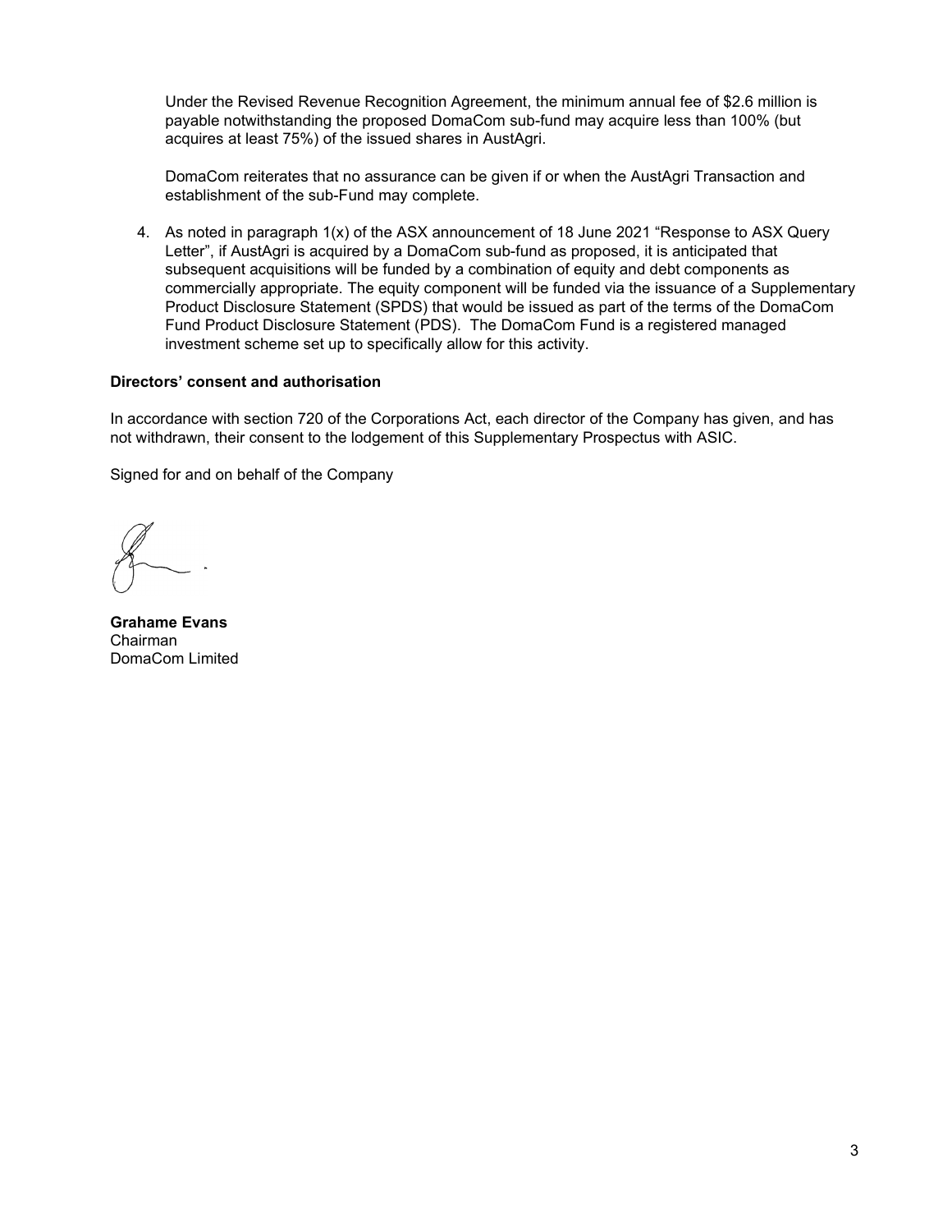Under the Revised Revenue Recognition Agreement, the minimum annual fee of $2.6 million is payable notwithstanding the proposed DomaCom sub-fund may acquire less than 100% (but acquires at least 75%) of the issued shares in AustAgri.

DomaCom reiterates that no assurance can be given if or when the AustAgri Transaction and establishment of the sub-Fund may complete.

4. As noted in paragraph 1(x) of the ASX announcement of 18 June 2021 "Response to ASX Query Letter", if AustAgri is acquired by a DomaCom sub-fund as proposed, it is anticipated that subsequent acquisitions will be funded by a combination of equity and debt components as commercially appropriate. The equity component will be funded via the issuance of a Supplementary Product Disclosure Statement (SPDS) that would be issued as part of the terms of the DomaCom Fund Product Disclosure Statement (PDS). The DomaCom Fund is a registered managed investment scheme set up to specifically allow for this activity.

**Directors' consent and authorisation**

In accordance with section 720 of the Corporations Act, each director of the Company has given, and has not withdrawn, their consent to the lodgement of this Supplementary Prospectus with ASIC.

Signed for and on behalf of the Company

**Grahame Evans**
Chairman
DomaCom Limited